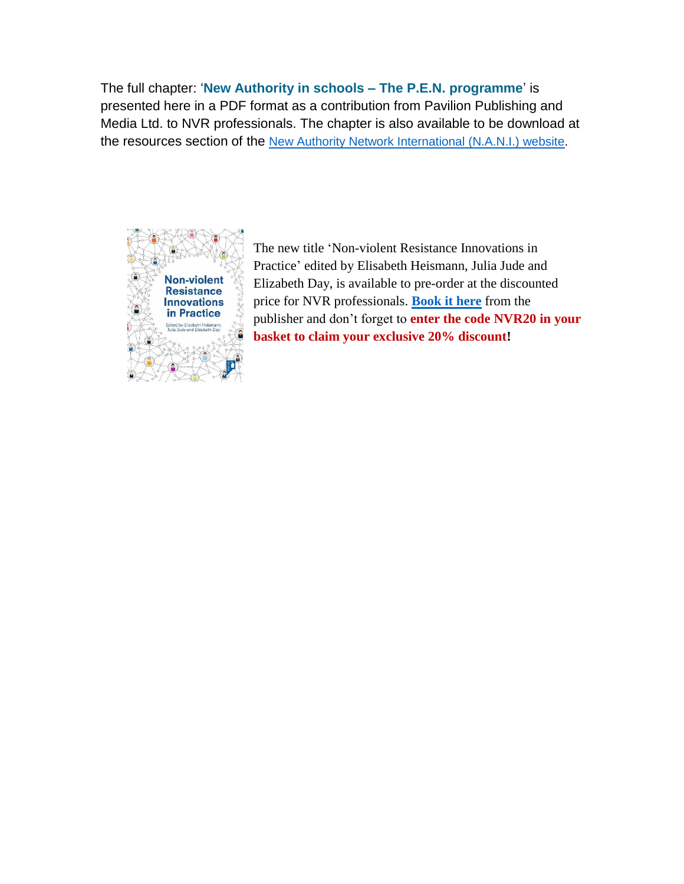The full chapter: '**New Authority in schools – The P.E.N. programme**' is presented here in a PDF format as a contribution from Pavilion Publishing and Media Ltd. to NVR professionals. The chapter is also available to be download at the resources section of the New Authority Network International (N.A.N.I.) website.

The new title 'Non-violent Resistance Innovations in Practice' edited by Elisabeth Heismann, Julia Jude and Elizabeth Day, is available to pre-order at the discounted price for NVR professionals. **Book it here** from the publisher and don't forget to **enter the code NVR20 in your basket to claim your exclusive 20% discount!**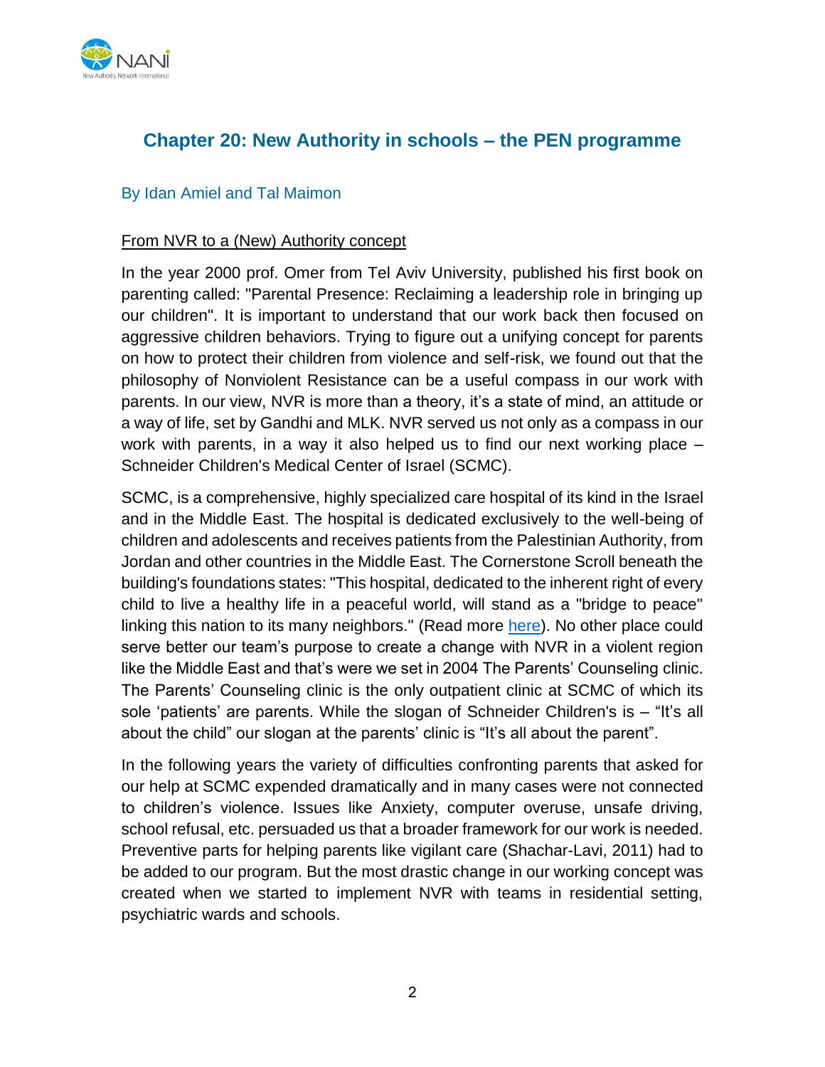## Chapter 20: New Authority in schools – the PEN programme

By Idan Amiel and Tal Maimon

From NVR to a (New) Authority concept

In the year 2000 prof. Omer from Tel Aviv University, published his first book on parenting called: "Parental Presence: Reclaiming a leadership role in bringing up our children". It is important to understand that our work back then focused on aggressive children behaviors. Trying to figure out a unifying concept for parents on how to protect their children from violence and self-risk, we found out that the philosophy of Nonviolent Resistance can be a useful compass in our work with parents. In our view, NVR is more than a theory, it's a state of mind, an attitude or a way of life, set by Gandhi and MLK. NVR served us not only as a compass in our work with parents, in a way it also helped us to find our next working place – Schneider Children's Medical Center of Israel (SCMC).

SCMC, is a comprehensive, highly specialized care hospital of its kind in the Israel and in the Middle East. The hospital is dedicated exclusively to the well-being of children and adolescents and receives patients from the Palestinian Authority, from Jordan and other countries in the Middle East. The Cornerstone Scroll beneath the building's foundations states: "This hospital, dedicated to the inherent right of every child to live a healthy life in a peaceful world, will stand as a "bridge to peace" linking this nation to its many neighbors." (Read more here). No other place could serve better our team's purpose to create a change with NVR in a violent region like the Middle East and that's were we set in 2004 The Parents' Counseling clinic. The Parents' Counseling clinic is the only outpatient clinic at SCMC of which its sole 'patients' are parents. While the slogan of Schneider Children's is – "It's all about the child" our slogan at the parents' clinic is "It's all about the parent".

In the following years the variety of difficulties confronting parents that asked for our help at SCMC expended dramatically and in many cases were not connected to children's violence. Issues like Anxiety, computer overuse, unsafe driving, school refusal, etc. persuaded us that a broader framework for our work is needed. Preventive parts for helping parents like vigilant care (Shachar-Lavi, 2011) had to be added to our program. But the most drastic change in our working concept was created when we started to implement NVR with teams in residential setting, psychiatric wards and schools.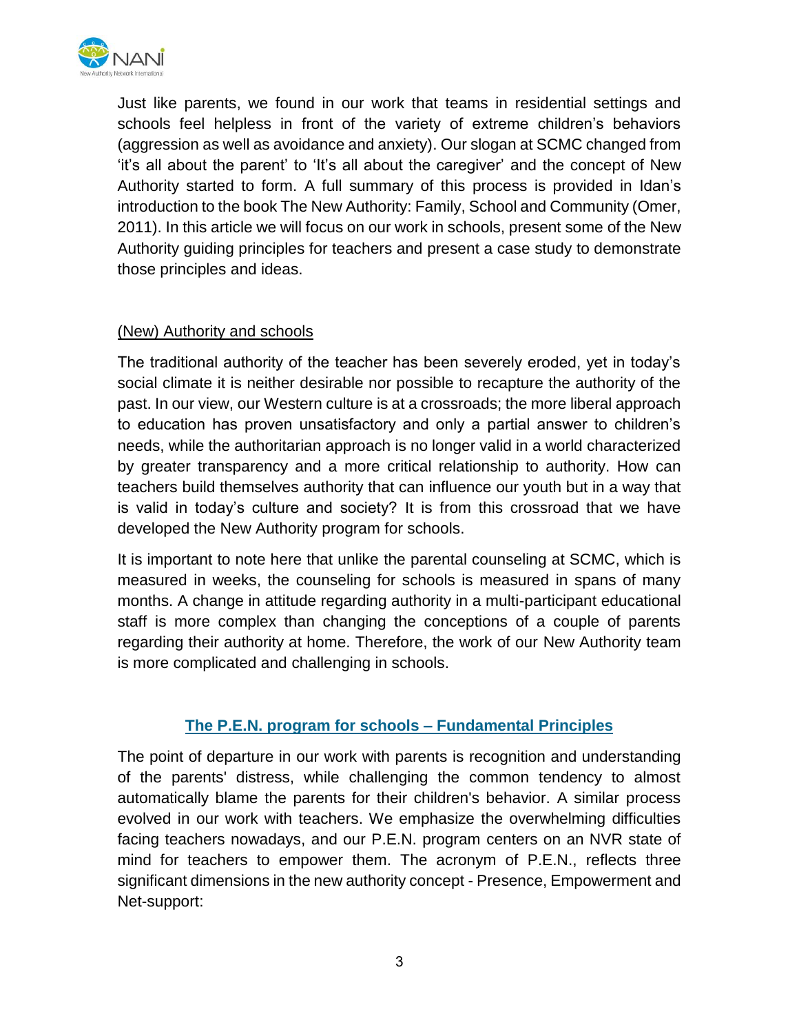Just like parents, we found in our work that teams in residential settings and schools feel helpless in front of the variety of extreme children's behaviors (aggression as well as avoidance and anxiety). Our slogan at SCMC changed from 'it's all about the parent' to 'It's all about the caregiver' and the concept of New Authority started to form. A full summary of this process is provided in Idan's introduction to the book The New Authority: Family, School and Community (Omer, 2011). In this article we will focus on our work in schools, present some of the New Authority guiding principles for teachers and present a case study to demonstrate those principles and ideas.

## (New) Authority and schools

The traditional authority of the teacher has been severely eroded, yet in today's social climate it is neither desirable nor possible to recapture the authority of the past. In our view, our Western culture is at a crossroads; the more liberal approach to education has proven unsatisfactory and only a partial answer to children's needs, while the authoritarian approach is no longer valid in a world characterized by greater transparency and a more critical relationship to authority. How can teachers build themselves authority that can influence our youth but in a way that is valid in today's culture and society? It is from this crossroad that we have developed the New Authority program for schools.

It is important to note here that unlike the parental counseling at SCMC, which is measured in weeks, the counseling for schools is measured in spans of many months. A change in attitude regarding authority in a multi-participant educational staff is more complex than changing the conceptions of a couple of parents regarding their authority at home. Therefore, the work of our New Authority team is more complicated and challenging in schools.

## The P.E.N. program for schools – Fundamental Principles

The point of departure in our work with parents is recognition and understanding of the parents' distress, while challenging the common tendency to almost automatically blame the parents for their children's behavior. A similar process evolved in our work with teachers. We emphasize the overwhelming difficulties facing teachers nowadays, and our P.E.N. program centers on an NVR state of mind for teachers to empower them. The acronym of P.E.N., reflects three significant dimensions in the new authority concept - Presence, Empowerment and Net-support: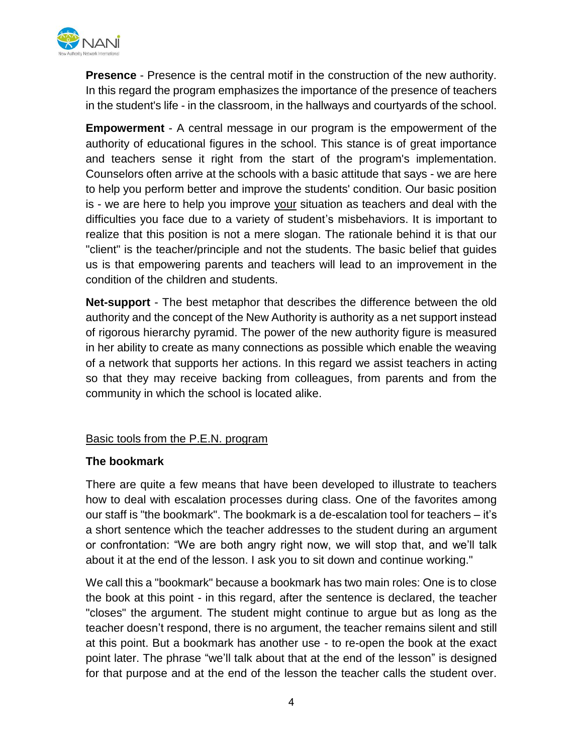**Presence** - Presence is the central motif in the construction of the new authority. In this regard the program emphasizes the importance of the presence of teachers in the student's life - in the classroom, in the hallways and courtyards of the school.

**Empowerment** - A central message in our program is the empowerment of the authority of educational figures in the school. This stance is of great importance and teachers sense it right from the start of the program's implementation. Counselors often arrive at the schools with a basic attitude that says - we are here to help you perform better and improve the students' condition. Our basic position is - we are here to help you improve <u>your</u> situation as teachers and deal with the difficulties you face due to a variety of student's misbehaviors. It is important to realize that this position is not a mere slogan. The rationale behind it is that our "client" is the teacher/principle and not the students. The basic belief that guides us is that empowering parents and teachers will lead to an improvement in the condition of the children and students.

**Net-support** - The best metaphor that describes the difference between the old authority and the concept of the New Authority is authority as a net support instead of rigorous hierarchy pyramid. The power of the new authority figure is measured in her ability to create as many connections as possible which enable the weaving of a network that supports her actions. In this regard we assist teachers in acting so that they may receive backing from colleagues, from parents and from the community in which the school is located alike.

<u>Basic tools from the P.E.N. program</u>

**The bookmark**

There are quite a few means that have been developed to illustrate to teachers how to deal with escalation processes during class. One of the favorites among our staff is "the bookmark". The bookmark is a de-escalation tool for teachers – it's a short sentence which the teacher addresses to the student during an argument or confrontation: "We are both angry right now, we will stop that, and we'll talk about it at the end of the lesson. I ask you to sit down and continue working."

We call this a "bookmark" because a bookmark has two main roles: One is to close the book at this point - in this regard, after the sentence is declared, the teacher "closes" the argument. The student might continue to argue but as long as the teacher doesn't respond, there is no argument, the teacher remains silent and still at this point. But a bookmark has another use - to re-open the book at the exact point later. The phrase "we'll talk about that at the end of the lesson" is designed for that purpose and at the end of the lesson the teacher calls the student over.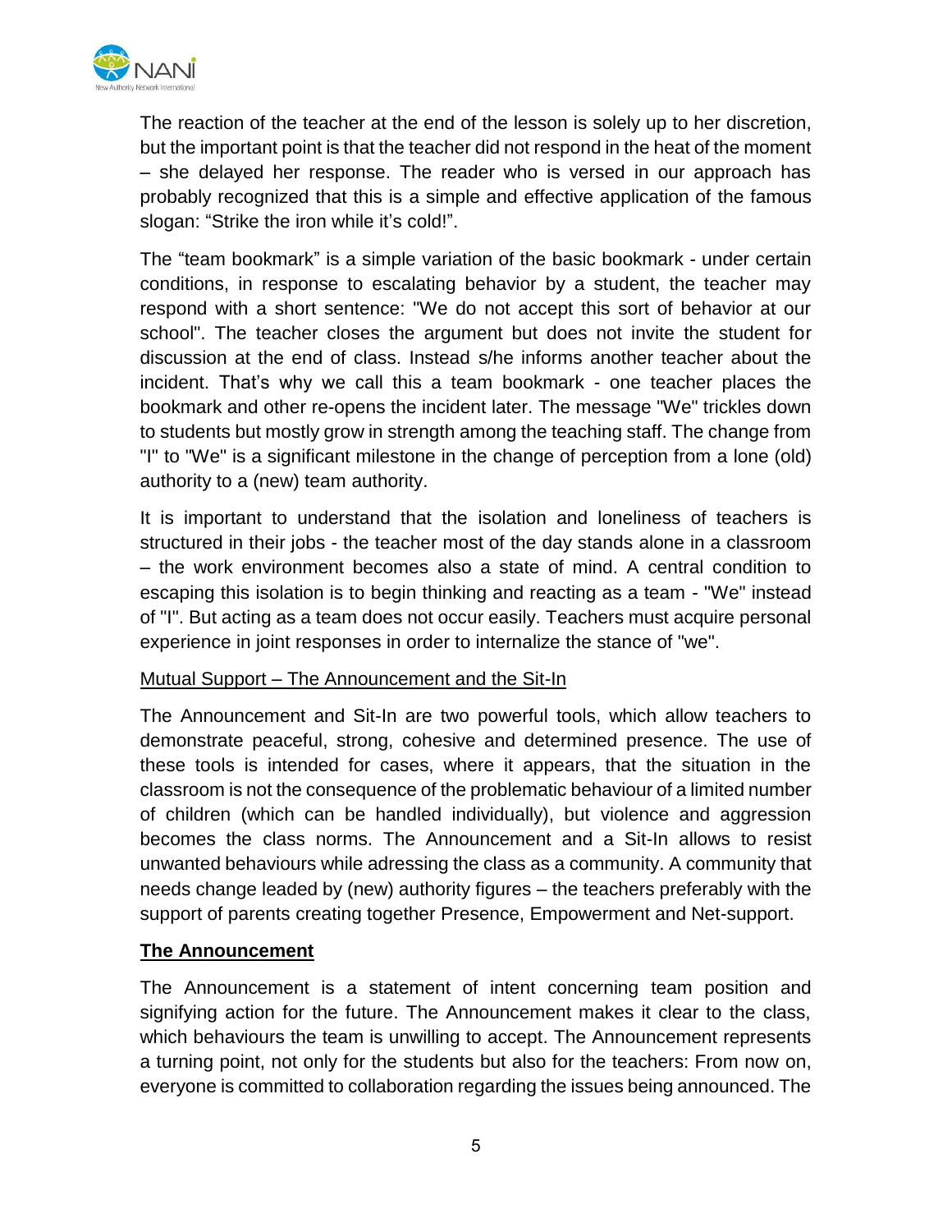The reaction of the teacher at the end of the lesson is solely up to her discretion, but the important point is that the teacher did not respond in the heat of the moment – she delayed her response. The reader who is versed in our approach has probably recognized that this is a simple and effective application of the famous slogan: "Strike the iron while it's cold!".

The "team bookmark" is a simple variation of the basic bookmark - under certain conditions, in response to escalating behavior by a student, the teacher may respond with a short sentence: "We do not accept this sort of behavior at our school". The teacher closes the argument but does not invite the student for discussion at the end of class. Instead s/he informs another teacher about the incident. That's why we call this a team bookmark - one teacher places the bookmark and other re-opens the incident later. The message "We" trickles down to students but mostly grow in strength among the teaching staff. The change from "I" to "We" is a significant milestone in the change of perception from a lone (old) authority to a (new) team authority.

It is important to understand that the isolation and loneliness of teachers is structured in their jobs - the teacher most of the day stands alone in a classroom – the work environment becomes also a state of mind. A central condition to escaping this isolation is to begin thinking and reacting as a team - "We" instead of "I". But acting as a team does not occur easily. Teachers must acquire personal experience in joint responses in order to internalize the stance of "we".

<u>Mutual Support – The Announcement and the Sit-In</u>

The Announcement and Sit-In are two powerful tools, which allow teachers to demonstrate peaceful, strong, cohesive and determined presence. The use of these tools is intended for cases, where it appears, that the situation in the classroom is not the consequence of the problematic behaviour of a limited number of children (which can be handled individually), but violence and aggression becomes the class norms. The Announcement and a Sit-In allows to resist unwanted behaviours while adressing the class as a community. A community that needs change leaded by (new) authority figures – the teachers preferably with the support of parents creating together Presence, Empowerment and Net-support.

**<u>The Announcement</u>**

The Announcement is a statement of intent concerning team position and signifying action for the future. The Announcement makes it clear to the class, which behaviours the team is unwilling to accept. The Announcement represents a turning point, not only for the students but also for the teachers: From now on, everyone is committed to collaboration regarding the issues being announced. The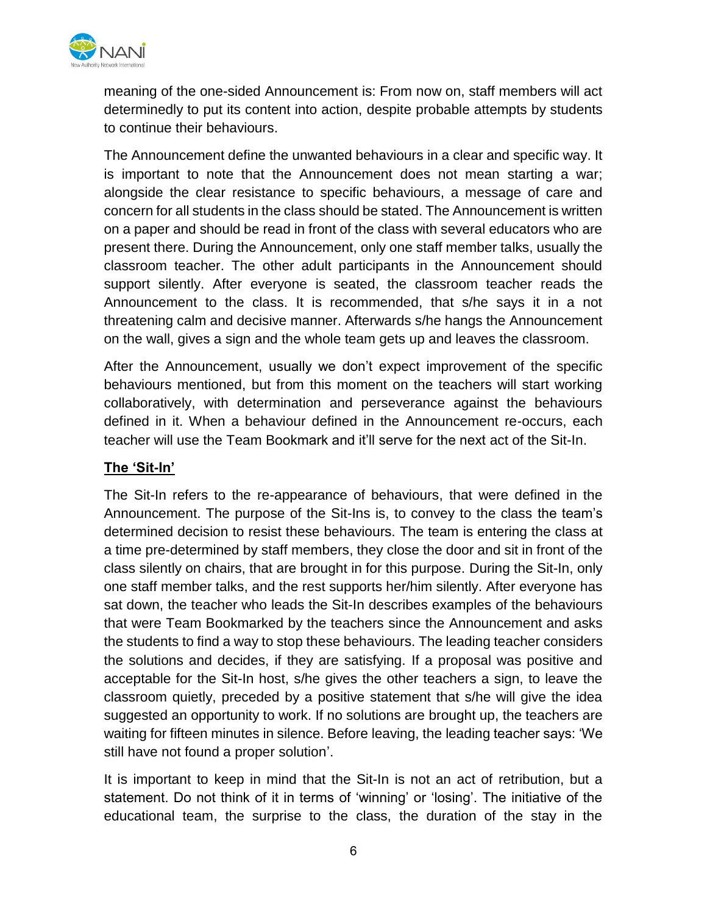meaning of the one-sided Announcement is: From now on, staff members will act determinedly to put its content into action, despite probable attempts by students to continue their behaviours.

The Announcement define the unwanted behaviours in a clear and specific way. It is important to note that the Announcement does not mean starting a war; alongside the clear resistance to specific behaviours, a message of care and concern for all students in the class should be stated. The Announcement is written on a paper and should be read in front of the class with several educators who are present there. During the Announcement, only one staff member talks, usually the classroom teacher. The other adult participants in the Announcement should support silently. After everyone is seated, the classroom teacher reads the Announcement to the class. It is recommended, that s/he says it in a not threatening calm and decisive manner. Afterwards s/he hangs the Announcement on the wall, gives a sign and the whole team gets up and leaves the classroom.

After the Announcement, usually we don't expect improvement of the specific behaviours mentioned, but from this moment on the teachers will start working collaboratively, with determination and perseverance against the behaviours defined in it. When a behaviour defined in the Announcement re-occurs, each teacher will use the Team Bookmark and it'll serve for the next act of the Sit-In.

## The 'Sit-In'

The Sit-In refers to the re-appearance of behaviours, that were defined in the Announcement. The purpose of the Sit-Ins is, to convey to the class the team's determined decision to resist these behaviours. The team is entering the class at a time pre-determined by staff members, they close the door and sit in front of the class silently on chairs, that are brought in for this purpose. During the Sit-In, only one staff member talks, and the rest supports her/him silently. After everyone has sat down, the teacher who leads the Sit-In describes examples of the behaviours that were Team Bookmarked by the teachers since the Announcement and asks the students to find a way to stop these behaviours. The leading teacher considers the solutions and decides, if they are satisfying. If a proposal was positive and acceptable for the Sit-In host, s/he gives the other teachers a sign, to leave the classroom quietly, preceded by a positive statement that s/he will give the idea suggested an opportunity to work. If no solutions are brought up, the teachers are waiting for fifteen minutes in silence. Before leaving, the leading teacher says: 'We still have not found a proper solution'.

It is important to keep in mind that the Sit-In is not an act of retribution, but a statement. Do not think of it in terms of 'winning' or 'losing'. The initiative of the educational team, the surprise to the class, the duration of the stay in the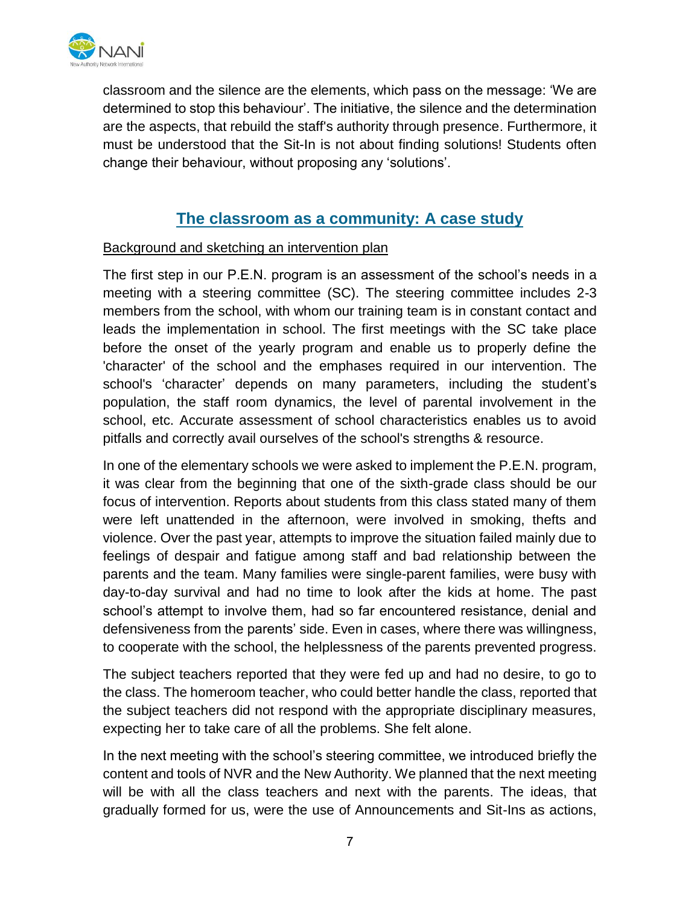classroom and the silence are the elements, which pass on the message: 'We are determined to stop this behaviour'. The initiative, the silence and the determination are the aspects, that rebuild the staff's authority through presence. Furthermore, it must be understood that the Sit-In is not about finding solutions! Students often change their behaviour, without proposing any 'solutions'.

## The classroom as a community: A case study

### Background and sketching an intervention plan

The first step in our P.E.N. program is an assessment of the school's needs in a meeting with a steering committee (SC). The steering committee includes 2-3 members from the school, with whom our training team is in constant contact and leads the implementation in school. The first meetings with the SC take place before the onset of the yearly program and enable us to properly define the 'character' of the school and the emphases required in our intervention. The school's 'character' depends on many parameters, including the student's population, the staff room dynamics, the level of parental involvement in the school, etc. Accurate assessment of school characteristics enables us to avoid pitfalls and correctly avail ourselves of the school's strengths & resource.

In one of the elementary schools we were asked to implement the P.E.N. program, it was clear from the beginning that one of the sixth-grade class should be our focus of intervention. Reports about students from this class stated many of them were left unattended in the afternoon, were involved in smoking, thefts and violence. Over the past year, attempts to improve the situation failed mainly due to feelings of despair and fatigue among staff and bad relationship between the parents and the team. Many families were single-parent families, were busy with day-to-day survival and had no time to look after the kids at home. The past school's attempt to involve them, had so far encountered resistance, denial and defensiveness from the parents' side. Even in cases, where there was willingness, to cooperate with the school, the helplessness of the parents prevented progress.

The subject teachers reported that they were fed up and had no desire, to go to the class. The homeroom teacher, who could better handle the class, reported that the subject teachers did not respond with the appropriate disciplinary measures, expecting her to take care of all the problems. She felt alone.

In the next meeting with the school's steering committee, we introduced briefly the content and tools of NVR and the New Authority. We planned that the next meeting will be with all the class teachers and next with the parents. The ideas, that gradually formed for us, were the use of Announcements and Sit-Ins as actions,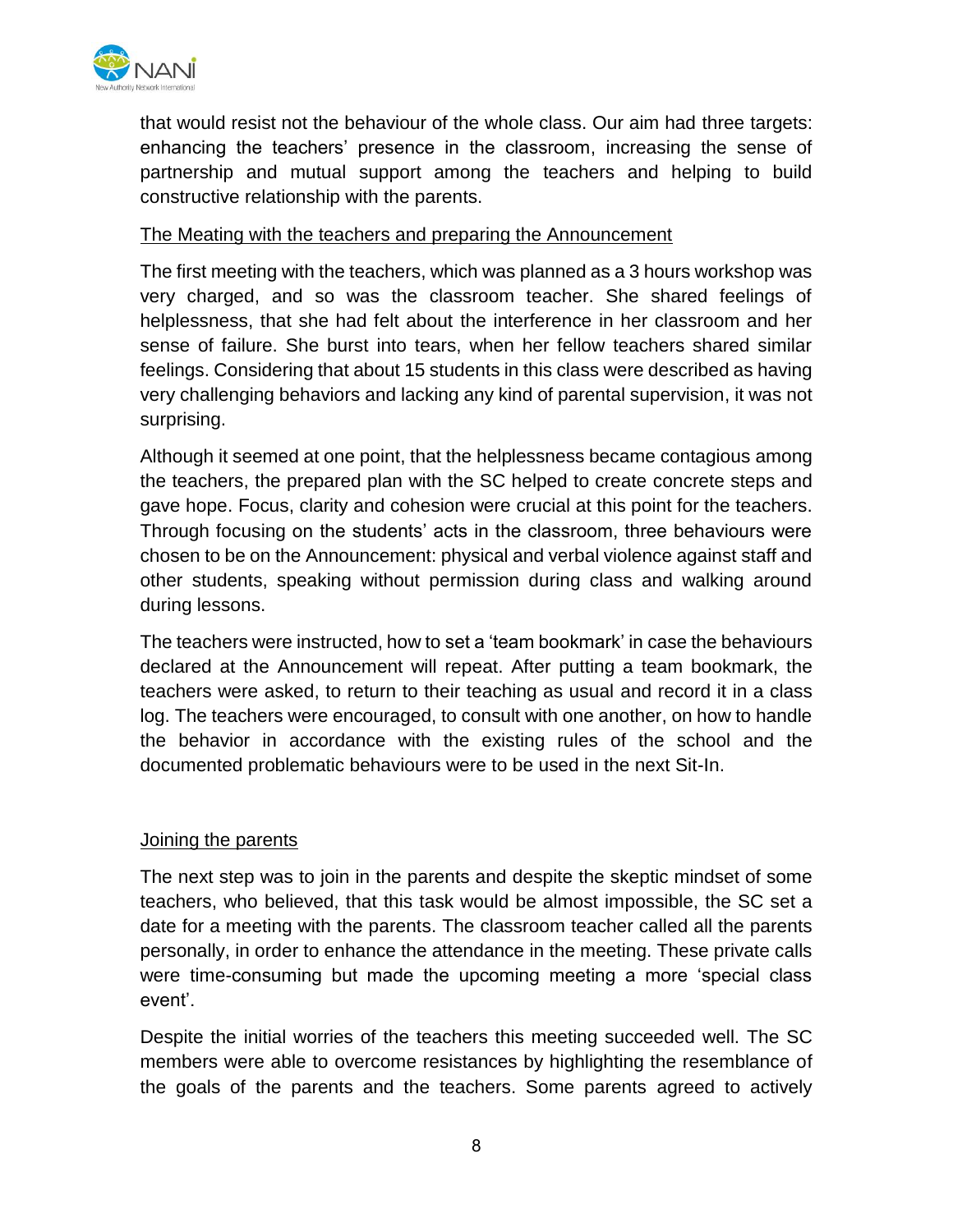that would resist not the behaviour of the whole class. Our aim had three targets: enhancing the teachers' presence in the classroom, increasing the sense of partnership and mutual support among the teachers and helping to build constructive relationship with the parents.

<u>The Meating with the teachers and preparing the Announcement</u>

The first meeting with the teachers, which was planned as a 3 hours workshop was very charged, and so was the classroom teacher. She shared feelings of helplessness, that she had felt about the interference in her classroom and her sense of failure. She burst into tears, when her fellow teachers shared similar feelings. Considering that about 15 students in this class were described as having very challenging behaviors and lacking any kind of parental supervision, it was not surprising.

Although it seemed at one point, that the helplessness became contagious among the teachers, the prepared plan with the SC helped to create concrete steps and gave hope. Focus, clarity and cohesion were crucial at this point for the teachers. Through focusing on the students' acts in the classroom, three behaviours were chosen to be on the Announcement: physical and verbal violence against staff and other students, speaking without permission during class and walking around during lessons.

The teachers were instructed, how to set a 'team bookmark' in case the behaviours declared at the Announcement will repeat. After putting a team bookmark, the teachers were asked, to return to their teaching as usual and record it in a class log. The teachers were encouraged, to consult with one another, on how to handle the behavior in accordance with the existing rules of the school and the documented problematic behaviours were to be used in the next Sit-In.

<u>Joining the parents</u>

The next step was to join in the parents and despite the skeptic mindset of some teachers, who believed, that this task would be almost impossible, the SC set a date for a meeting with the parents. The classroom teacher called all the parents personally, in order to enhance the attendance in the meeting. These private calls were time-consuming but made the upcoming meeting a more 'special class event'.

Despite the initial worries of the teachers this meeting succeeded well. The SC members were able to overcome resistances by highlighting the resemblance of the goals of the parents and the teachers. Some parents agreed to actively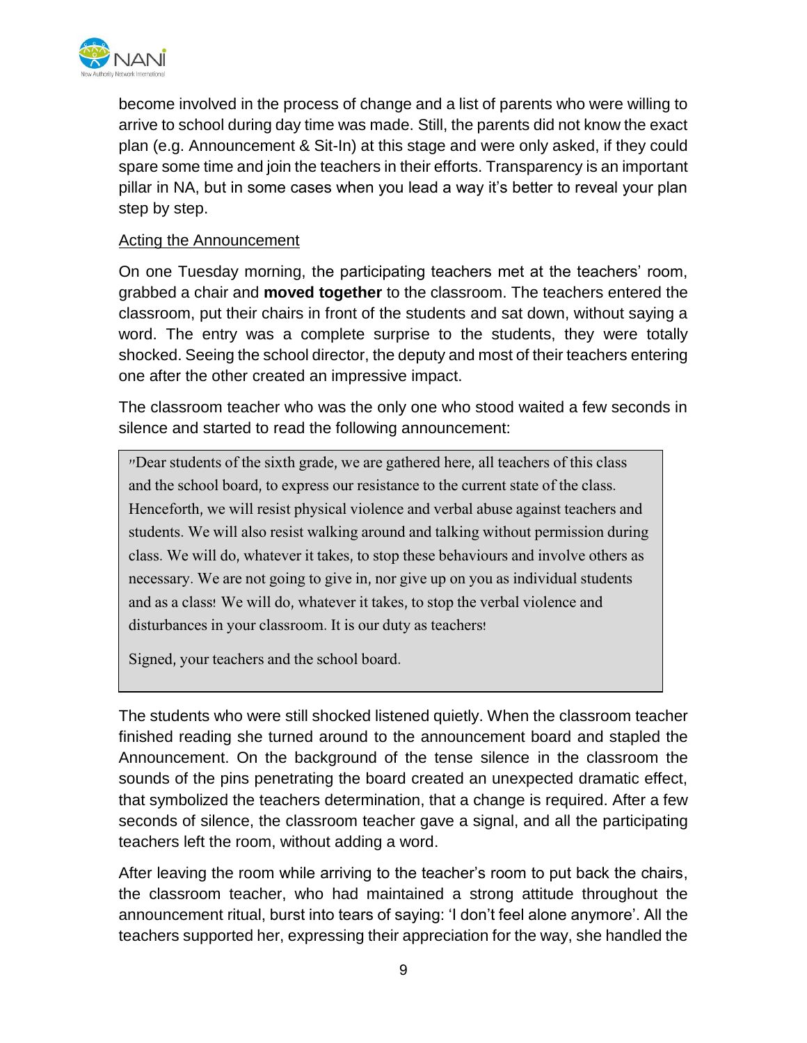become involved in the process of change and a list of parents who were willing to arrive to school during day time was made. Still, the parents did not know the exact plan (e.g. Announcement & Sit-In) at this stage and were only asked, if they could spare some time and join the teachers in their efforts. Transparency is an important pillar in NA, but in some cases when you lead a way it's better to reveal your plan step by step.

<u>Acting the Announcement</u>

On one Tuesday morning, the participating teachers met at the teachers' room, grabbed a chair and **moved together** to the classroom. The teachers entered the classroom, put their chairs in front of the students and sat down, without saying a word. The entry was a complete surprise to the students, they were totally shocked. Seeing the school director, the deputy and most of their teachers entering one after the other created an impressive impact.

The classroom teacher who was the only one who stood waited a few seconds in silence and started to read the following announcement:

> "Dear students of the sixth grade, we are gathered here, all teachers of this class and the school board, to express our resistance to the current state of the class. Henceforth, we will resist physical violence and verbal abuse against teachers and students. We will also resist walking around and talking without permission during class. We will do, whatever it takes, to stop these behaviours and involve others as necessary. We are not going to give in, nor give up on you as individual students and as a class! We will do, whatever it takes, to stop the verbal violence and disturbances in your classroom. It is our duty as teachers!
>
> Signed, your teachers and the school board.

The students who were still shocked listened quietly. When the classroom teacher finished reading she turned around to the announcement board and stapled the Announcement. On the background of the tense silence in the classroom the sounds of the pins penetrating the board created an unexpected dramatic effect, that symbolized the teachers determination, that a change is required. After a few seconds of silence, the classroom teacher gave a signal, and all the participating teachers left the room, without adding a word.

After leaving the room while arriving to the teacher's room to put back the chairs, the classroom teacher, who had maintained a strong attitude throughout the announcement ritual, burst into tears of saying: 'I don't feel alone anymore'. All the teachers supported her, expressing their appreciation for the way, she handled the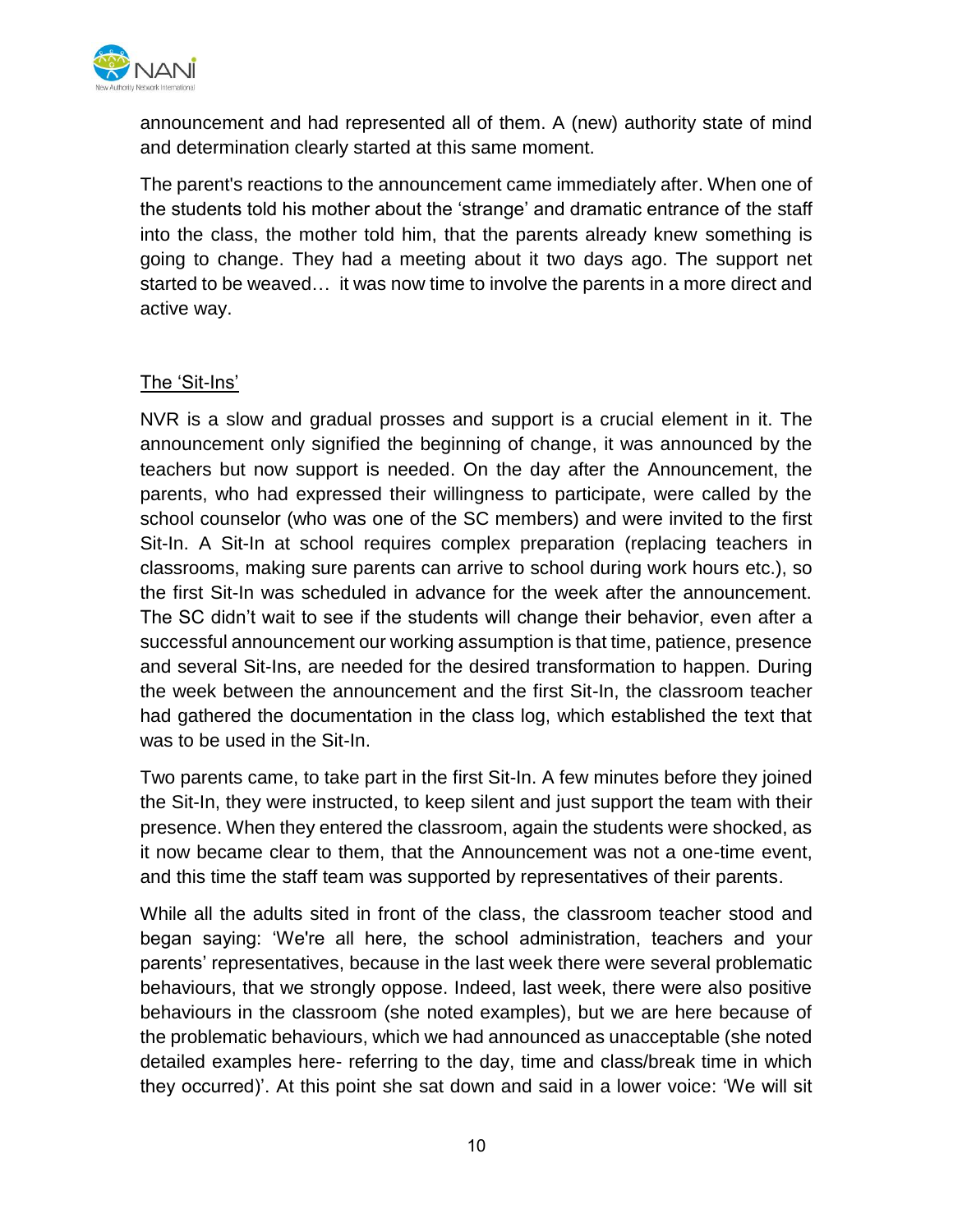announcement and had represented all of them. A (new) authority state of mind and determination clearly started at this same moment.

The parent's reactions to the announcement came immediately after. When one of the students told his mother about the 'strange' and dramatic entrance of the staff into the class, the mother told him, that the parents already knew something is going to change. They had a meeting about it two days ago. The support net started to be weaved… it was now time to involve the parents in a more direct and active way.

<u>The 'Sit-Ins'</u>

NVR is a slow and gradual prosses and support is a crucial element in it. The announcement only signified the beginning of change, it was announced by the teachers but now support is needed. On the day after the Announcement, the parents, who had expressed their willingness to participate, were called by the school counselor (who was one of the SC members) and were invited to the first Sit-In. A Sit-In at school requires complex preparation (replacing teachers in classrooms, making sure parents can arrive to school during work hours etc.), so the first Sit-In was scheduled in advance for the week after the announcement. The SC didn't wait to see if the students will change their behavior, even after a successful announcement our working assumption is that time, patience, presence and several Sit-Ins, are needed for the desired transformation to happen. During the week between the announcement and the first Sit-In, the classroom teacher had gathered the documentation in the class log, which established the text that was to be used in the Sit-In.

Two parents came, to take part in the first Sit-In. A few minutes before they joined the Sit-In, they were instructed, to keep silent and just support the team with their presence. When they entered the classroom, again the students were shocked, as it now became clear to them, that the Announcement was not a one-time event, and this time the staff team was supported by representatives of their parents.

While all the adults sited in front of the class, the classroom teacher stood and began saying: 'We're all here, the school administration, teachers and your parents' representatives, because in the last week there were several problematic behaviours, that we strongly oppose. Indeed, last week, there were also positive behaviours in the classroom (she noted examples), but we are here because of the problematic behaviours, which we had announced as unacceptable (she noted detailed examples here- referring to the day, time and class/break time in which they occurred)'. At this point she sat down and said in a lower voice: 'We will sit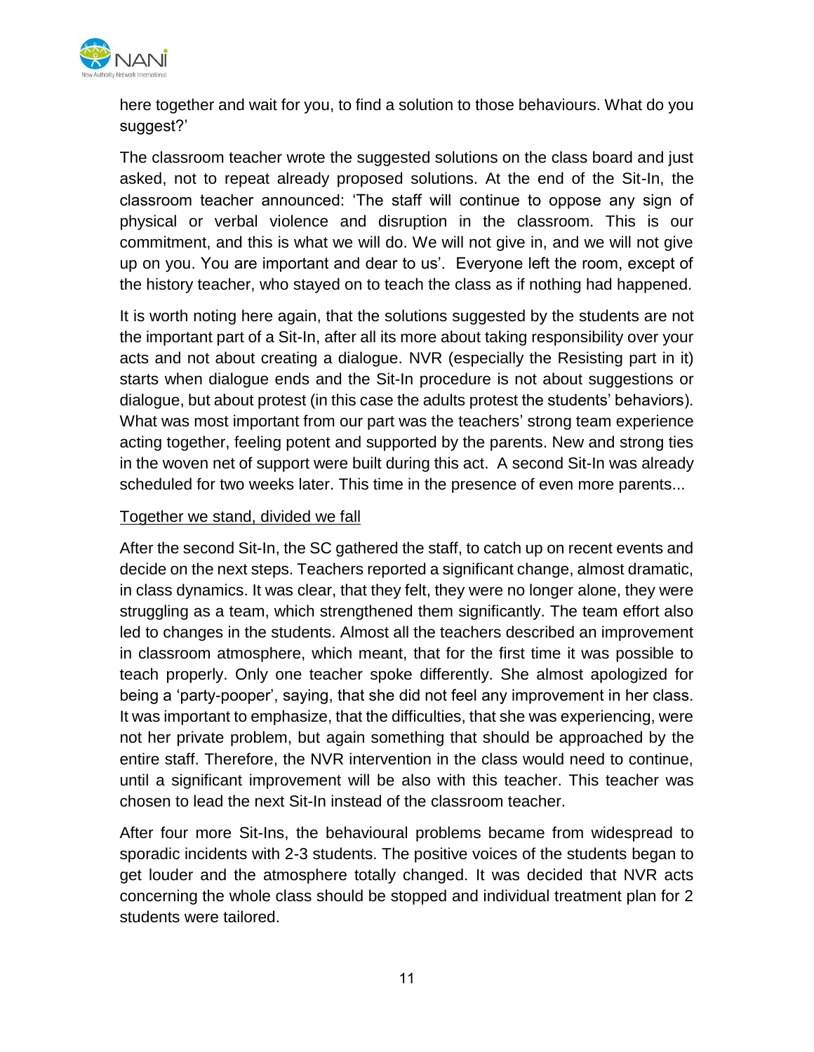here together and wait for you, to find a solution to those behaviours. What do you suggest?'

The classroom teacher wrote the suggested solutions on the class board and just asked, not to repeat already proposed solutions. At the end of the Sit-In, the classroom teacher announced: 'The staff will continue to oppose any sign of physical or verbal violence and disruption in the classroom. This is our commitment, and this is what we will do. We will not give in, and we will not give up on you. You are important and dear to us'. Everyone left the room, except of the history teacher, who stayed on to teach the class as if nothing had happened.

It is worth noting here again, that the solutions suggested by the students are not the important part of a Sit-In, after all its more about taking responsibility over your acts and not about creating a dialogue. NVR (especially the Resisting part in it) starts when dialogue ends and the Sit-In procedure is not about suggestions or dialogue, but about protest (in this case the adults protest the students' behaviors). What was most important from our part was the teachers' strong team experience acting together, feeling potent and supported by the parents. New and strong ties in the woven net of support were built during this act. A second Sit-In was already scheduled for two weeks later. This time in the presence of even more parents...

<u>Together we stand, divided we fall</u>

After the second Sit-In, the SC gathered the staff, to catch up on recent events and decide on the next steps. Teachers reported a significant change, almost dramatic, in class dynamics. It was clear, that they felt, they were no longer alone, they were struggling as a team, which strengthened them significantly. The team effort also led to changes in the students. Almost all the teachers described an improvement in classroom atmosphere, which meant, that for the first time it was possible to teach properly. Only one teacher spoke differently. She almost apologized for being a 'party-pooper', saying, that she did not feel any improvement in her class. It was important to emphasize, that the difficulties, that she was experiencing, were not her private problem, but again something that should be approached by the entire staff. Therefore, the NVR intervention in the class would need to continue, until a significant improvement will be also with this teacher. This teacher was chosen to lead the next Sit-In instead of the classroom teacher.

After four more Sit-Ins, the behavioural problems became from widespread to sporadic incidents with 2-3 students. The positive voices of the students began to get louder and the atmosphere totally changed. It was decided that NVR acts concerning the whole class should be stopped and individual treatment plan for 2 students were tailored.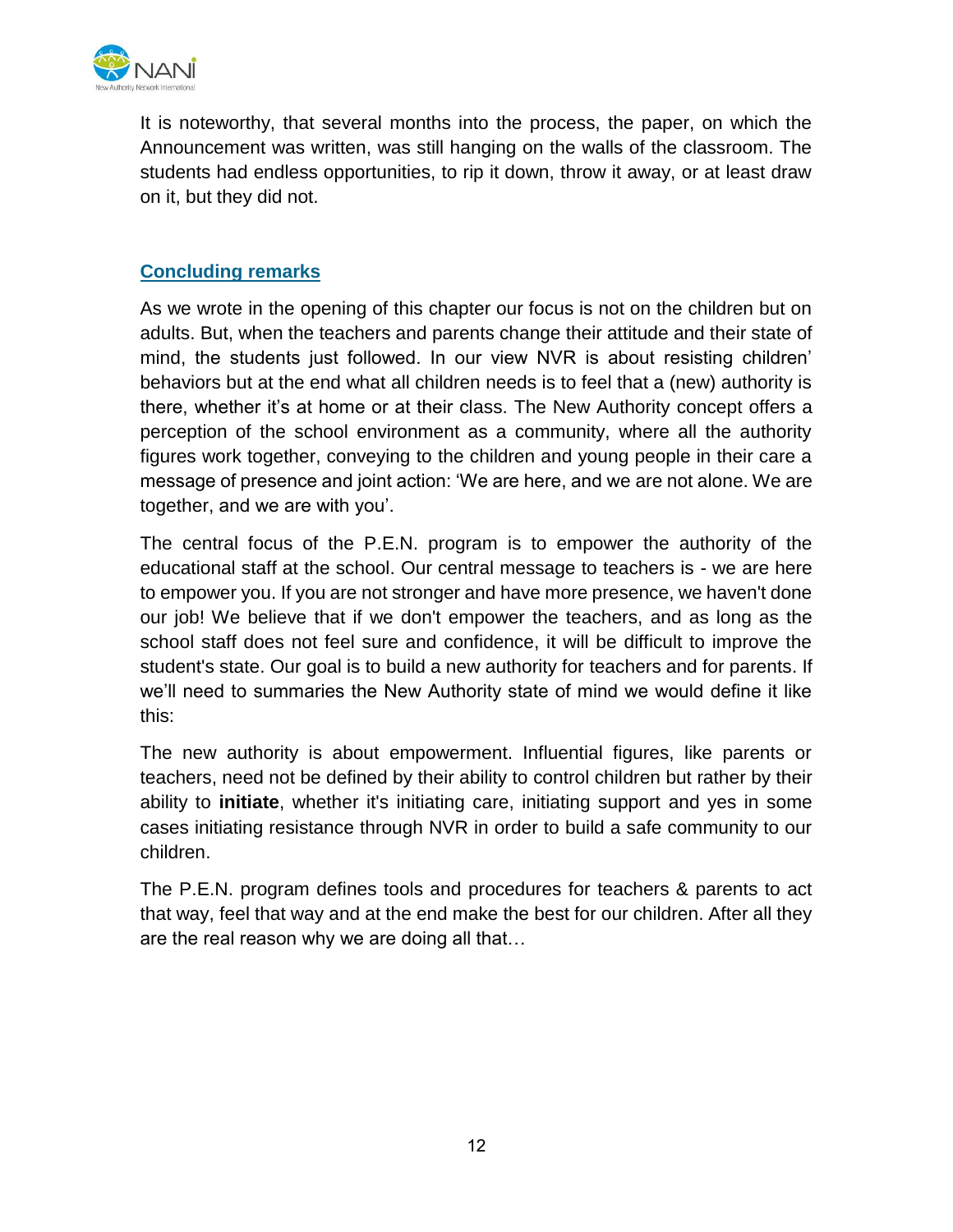It is noteworthy, that several months into the process, the paper, on which the Announcement was written, was still hanging on the walls of the classroom. The students had endless opportunities, to rip it down, throw it away, or at least draw on it, but they did not.

## Concluding remarks

As we wrote in the opening of this chapter our focus is not on the children but on adults. But, when the teachers and parents change their attitude and their state of mind, the students just followed. In our view NVR is about resisting children' behaviors but at the end what all children needs is to feel that a (new) authority is there, whether it's at home or at their class. The New Authority concept offers a perception of the school environment as a community, where all the authority figures work together, conveying to the children and young people in their care a message of presence and joint action: 'We are here, and we are not alone. We are together, and we are with you'.

The central focus of the P.E.N. program is to empower the authority of the educational staff at the school. Our central message to teachers is - we are here to empower you. If you are not stronger and have more presence, we haven't done our job! We believe that if we don't empower the teachers, and as long as the school staff does not feel sure and confidence, it will be difficult to improve the student's state. Our goal is to build a new authority for teachers and for parents. If we'll need to summaries the New Authority state of mind we would define it like this:

The new authority is about empowerment. Influential figures, like parents or teachers, need not be defined by their ability to control children but rather by their ability to **initiate**, whether it's initiating care, initiating support and yes in some cases initiating resistance through NVR in order to build a safe community to our children.

The P.E.N. program defines tools and procedures for teachers & parents to act that way, feel that way and at the end make the best for our children. After all they are the real reason why we are doing all that…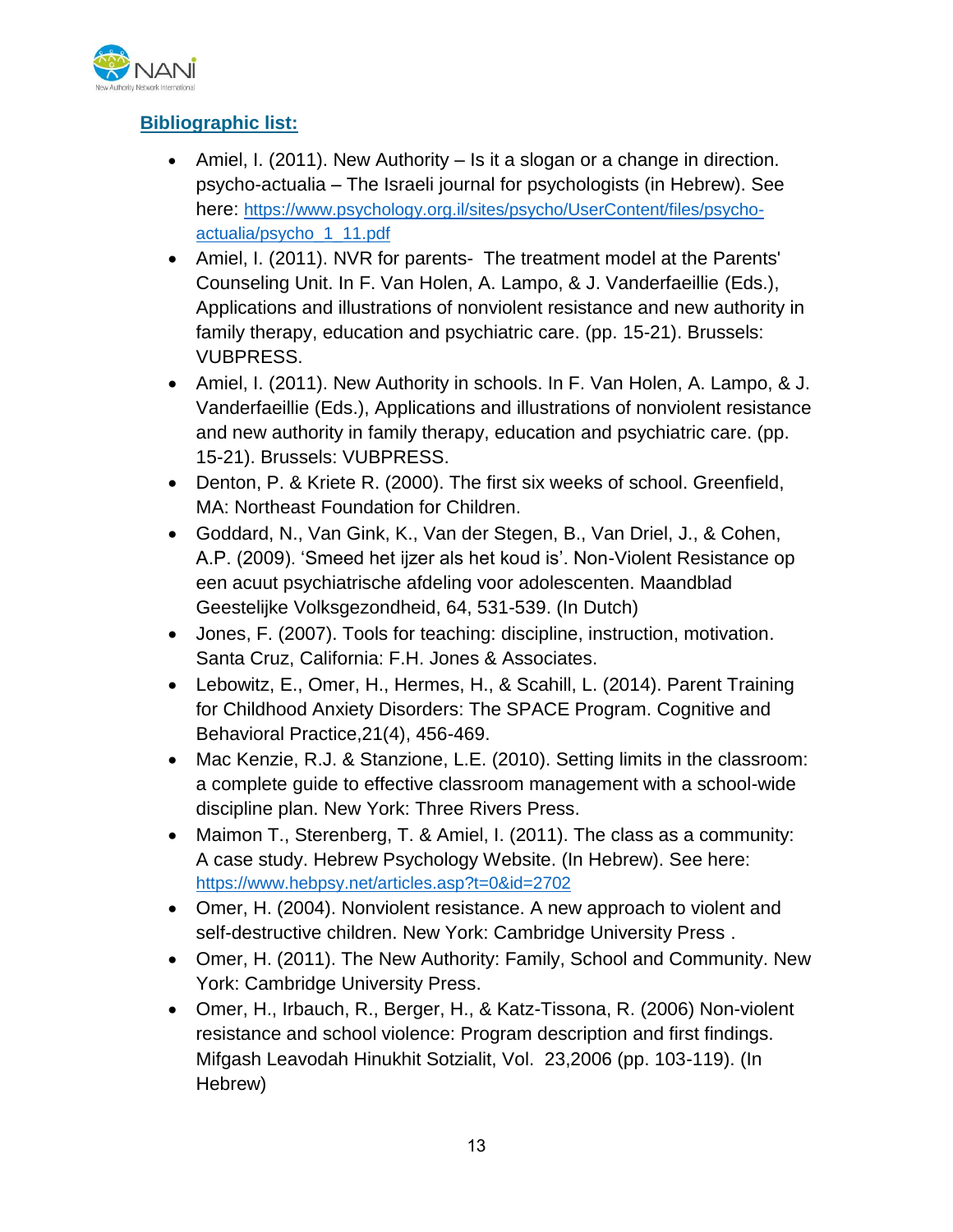## Bibliographic list:

- Amiel, I. (2011). New Authority – Is it a slogan or a change in direction. psycho-actualia – The Israeli journal for psychologists (in Hebrew). See here: https://www.psychology.org.il/sites/psycho/UserContent/files/psycho-actualia/psycho_1_11.pdf
- Amiel, I. (2011). NVR for parents- The treatment model at the Parents' Counseling Unit. In F. Van Holen, A. Lampo, & J. Vanderfaeillie (Eds.), Applications and illustrations of nonviolent resistance and new authority in family therapy, education and psychiatric care. (pp. 15-21). Brussels: VUBPRESS.
- Amiel, I. (2011). New Authority in schools. In F. Van Holen, A. Lampo, & J. Vanderfaeillie (Eds.), Applications and illustrations of nonviolent resistance and new authority in family therapy, education and psychiatric care. (pp. 15-21). Brussels: VUBPRESS.
- Denton, P. & Kriete R. (2000). The first six weeks of school. Greenfield, MA: Northeast Foundation for Children.
- Goddard, N., Van Gink, K., Van der Stegen, B., Van Driel, J., & Cohen, A.P. (2009). 'Smeed het ijzer als het koud is'. Non-Violent Resistance op een acuut psychiatrische afdeling voor adolescenten. Maandblad Geestelijke Volksgezondheid, 64, 531-539. (In Dutch)
- Jones, F. (2007). Tools for teaching: discipline, instruction, motivation. Santa Cruz, California: F.H. Jones & Associates.
- Lebowitz, E., Omer, H., Hermes, H., & Scahill, L. (2014). Parent Training for Childhood Anxiety Disorders: The SPACE Program. Cognitive and Behavioral Practice,21(4), 456-469.
- Mac Kenzie, R.J. & Stanzione, L.E. (2010). Setting limits in the classroom: a complete guide to effective classroom management with a school-wide discipline plan. New York: Three Rivers Press.
- Maimon T., Sterenberg, T. & Amiel, I. (2011). The class as a community: A case study. Hebrew Psychology Website. (In Hebrew). See here: https://www.hebpsy.net/articles.asp?t=0&id=2702
- Omer, H. (2004). Nonviolent resistance. A new approach to violent and self-destructive children. New York: Cambridge University Press .
- Omer, H. (2011). The New Authority: Family, School and Community. New York: Cambridge University Press.
- Omer, H., Irbauch, R., Berger, H., & Katz-Tissona, R. (2006) Non-violent resistance and school violence: Program description and first findings. Mifgash Leavodah Hinukhit Sotzialit, Vol. 23,2006 (pp. 103-119). (In Hebrew)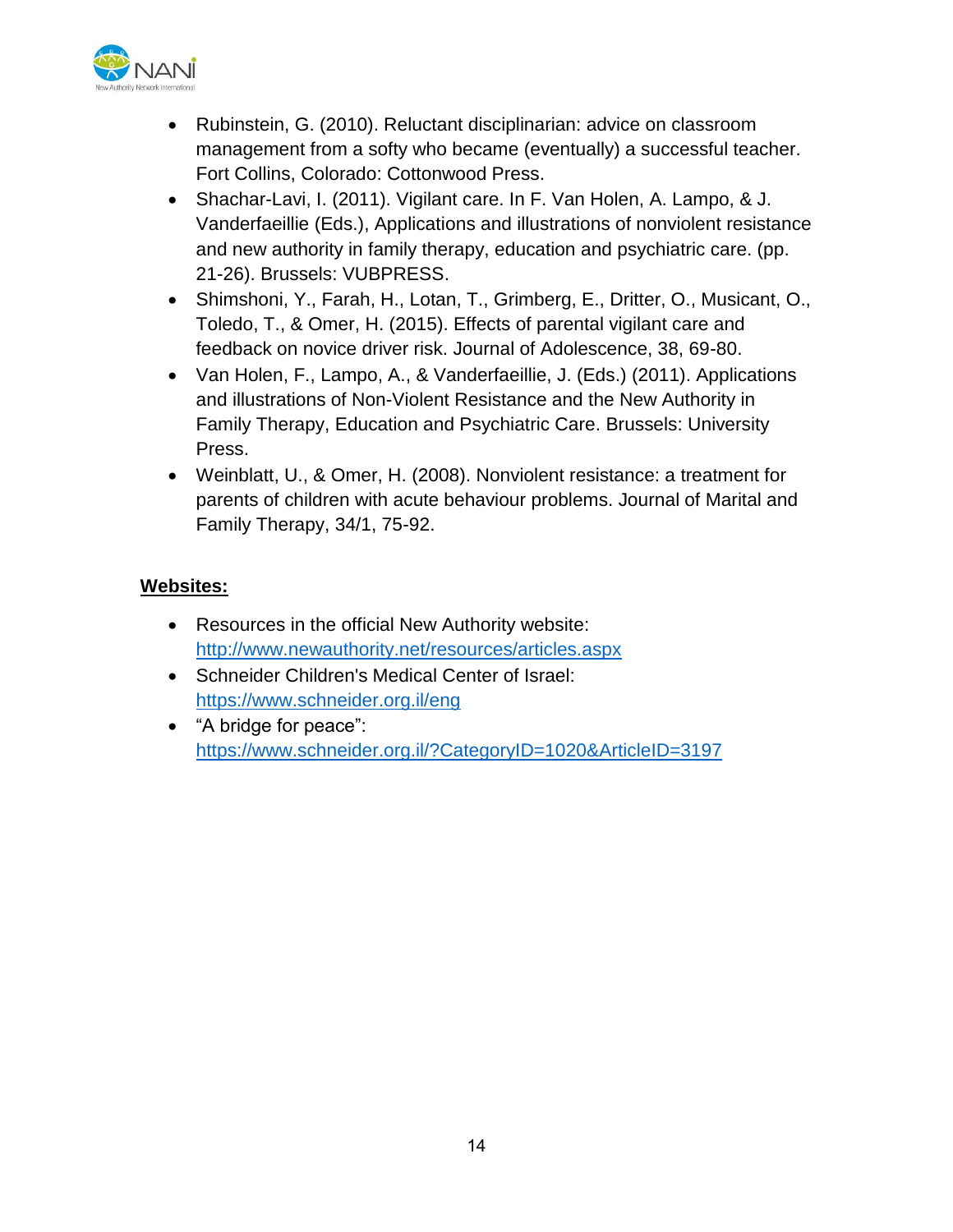- Rubinstein, G. (2010). Reluctant disciplinarian: advice on classroom management from a softy who became (eventually) a successful teacher. Fort Collins, Colorado: Cottonwood Press.
- Shachar-Lavi, I. (2011). Vigilant care. In F. Van Holen, A. Lampo, & J. Vanderfaeillie (Eds.), Applications and illustrations of nonviolent resistance and new authority in family therapy, education and psychiatric care. (pp. 21-26). Brussels: VUBPRESS.
- Shimshoni, Y., Farah, H., Lotan, T., Grimberg, E., Dritter, O., Musicant, O., Toledo, T., & Omer, H. (2015). Effects of parental vigilant care and feedback on novice driver risk. Journal of Adolescence, 38, 69-80.
- Van Holen, F., Lampo, A., & Vanderfaeillie, J. (Eds.) (2011). Applications and illustrations of Non-Violent Resistance and the New Authority in Family Therapy, Education and Psychiatric Care. Brussels: University Press.
- Weinblatt, U., & Omer, H. (2008). Nonviolent resistance: a treatment for parents of children with acute behaviour problems. Journal of Marital and Family Therapy, 34/1, 75-92.

**Websites:**

- Resources in the official New Authority website: http://www.newauthority.net/resources/articles.aspx
- Schneider Children's Medical Center of Israel: https://www.schneider.org.il/eng
- "A bridge for peace": https://www.schneider.org.il/?CategoryID=1020&ArticleID=3197